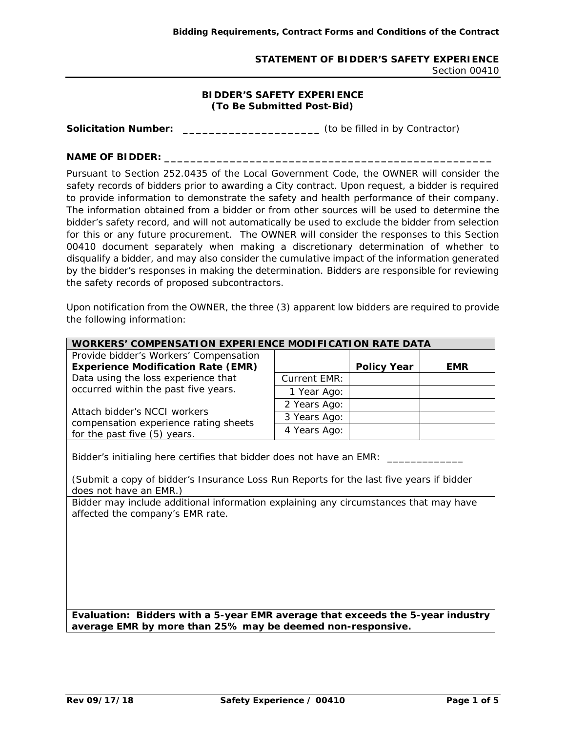## STATEMENT OF BIDDER'S SAFETY EXPERIENCE
Section 00410

### BIDDER'S SAFETY EXPERIENCE
### (To Be Submitted Post-Bid)

**Solicitation Number:** ______________________ (to be filled in by Contractor)

**NAME OF BIDDER:** ____________________________________________________

Pursuant to Section 252.0435 of the Local Government Code, the OWNER will consider the safety records of bidders prior to awarding a City contract. Upon request, a bidder is required to provide information to demonstrate the safety and health performance of their company. The information obtained from a bidder or from other sources will be used to determine the bidder's safety record, and will not automatically be used to exclude the bidder from selection for this or any future procurement. The OWNER will consider the responses to this Section 00410 document separately when making a discretionary determination of whether to disqualify a bidder, and may also consider the cumulative impact of the information generated by the bidder's responses in making the determination. Bidders are responsible for reviewing the safety records of proposed subcontractors.

Upon notification from the OWNER, the three (3) apparent low bidders are required to provide the following information:

| **WORKERS' COMPENSATION EXPERIENCE MODIFICATION RATE DATA** | | | |
|---|---|---|---|
| Provide bidder's Workers' Compensation **Experience Modification Rate (EMR)** Data using the loss experience that occurred within the past five years. Attach bidder's NCCI workers compensation experience rating sheets for the past five (5) years. | | **Policy Year** | **EMR** |
| | Current EMR: | | |
| | 1 Year Ago: | | |
| | 2 Years Ago: | | |
| | 3 Years Ago: | | |
| | 4 Years Ago: | | |
| Bidder's initialing here certifies that bidder does not have an EMR: _____________ (Submit a copy of bidder's Insurance Loss Run Reports for the last five years if bidder does not have an EMR.) | | | |
| Bidder may include additional information explaining any circumstances that may have affected the company's EMR rate. | | | |
| **Evaluation: Bidders with a 5-year EMR average that exceeds the 5-year industry average EMR by more than 25% may be deemed non-responsive.** | | | |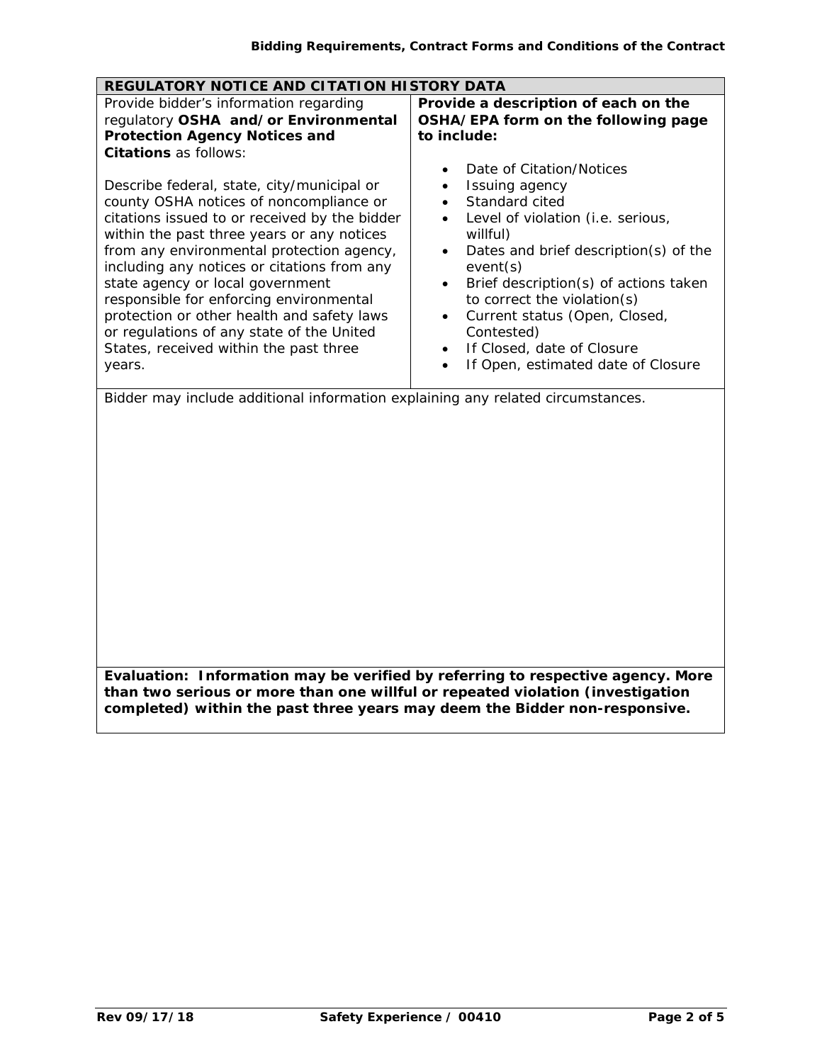## REGULATORY NOTICE AND CITATION HISTORY DATA

| Provide bidder's information regarding regulatory **OSHA and/or Environmental Protection Agency Notices and Citations** as follows:<br><br>Describe federal, state, city/municipal or county OSHA notices of noncompliance or citations issued to or received by the bidder within the past three years or any notices from any environmental protection agency, including any notices or citations from any state agency or local government responsible for enforcing environmental protection or other health and safety laws or regulations of any state of the United States, received within the past three years. | **Provide a description of each on the OSHA/EPA form on the following page to include:**<br><br>• Date of Citation/Notices<br>• Issuing agency<br>• Standard cited<br>• Level of violation (i.e. serious, willful)<br>• Dates and brief description(s) of the event(s)<br>• Brief description(s) of actions taken to correct the violation(s)<br>• Current status (Open, Closed, Contested)<br>• If Closed, date of Closure<br>• If Open, estimated date of Closure |
|---|---|

Bidder may include additional information explaining any related circumstances.

**Evaluation: Information may be verified by referring to respective agency. More than two serious or more than one willful or repeated violation (investigation completed) within the past three years may deem the Bidder non-responsive.**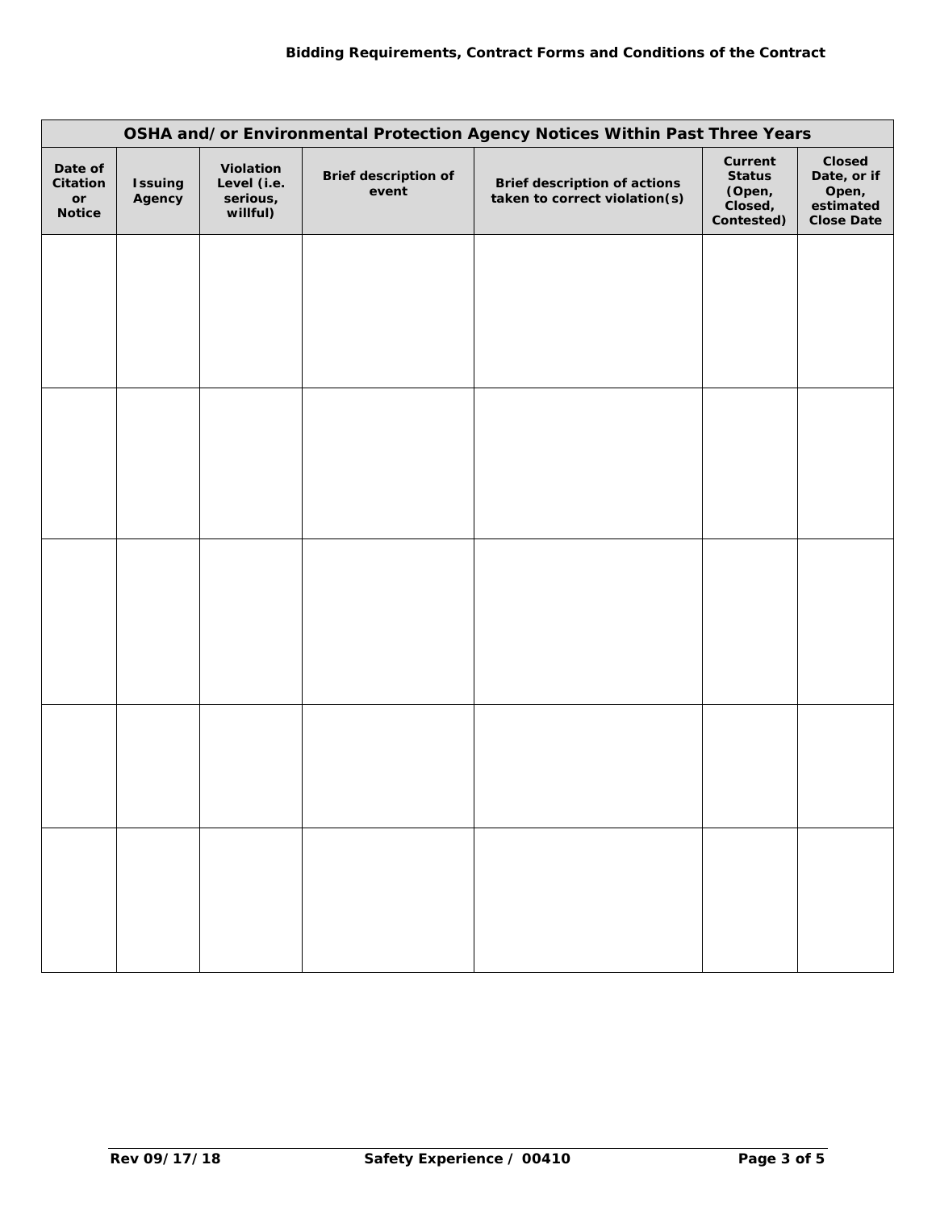| OSHA and/or Environmental Protection Agency Notices Within Past Three Years | | | | | | |
|---|---|---|---|---|---|---|
| Date of Citation or Notice | Issuing Agency | Violation Level (i.e. serious, willful) | Brief description of event | Brief description of actions taken to correct violation(s) | Current Status (Open, Closed, Contested) | Closed Date, or if Open, estimated Close Date |
| | | | | | | |
| | | | | | | |
| | | | | | | |
| | | | | | | |
| | | | | | | |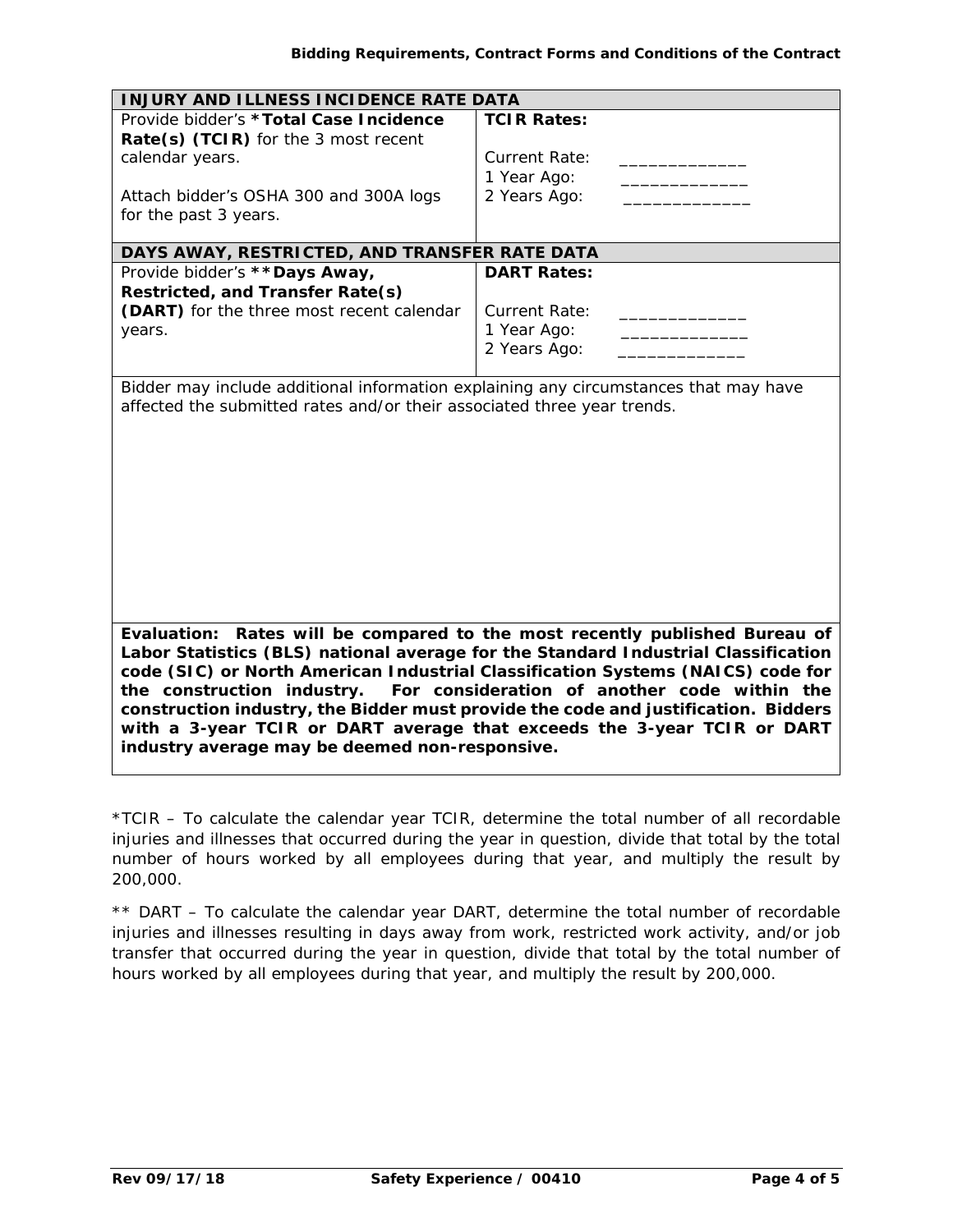| INJURY AND ILLNESS INCIDENCE RATE DATA | |
|---|---|
| Provide bidder's ***Total Case Incidence Rate(s) (TCIR)** for the 3 most recent calendar years.<br><br>Attach bidder's OSHA 300 and 300A logs for the past 3 years. | **TCIR Rates:**<br><br>Current Rate: _____________<br>1 Year Ago: _____________<br>2 Years Ago: _____________ |
| **DAYS AWAY, RESTRICTED, AND TRANSFER RATE DATA** | |
| Provide bidder's ****Days Away, Restricted, and Transfer Rate(s) (DART)** for the three most recent calendar years. | **DART Rates:**<br><br>Current Rate: _____________<br>1 Year Ago: _____________<br>2 Years Ago: _____________ |
| Bidder may include additional information explaining any circumstances that may have affected the submitted rates and/or their associated three year trends. | |
| **Evaluation: Rates will be compared to the most recently published Bureau of Labor Statistics (BLS) national average for the Standard Industrial Classification code (SIC) or North American Industrial Classification Systems (NAICS) code for the construction industry. For consideration of another code within the construction industry, the Bidder must provide the code and justification. Bidders with a 3-year TCIR or DART average that exceeds the 3-year TCIR or DART industry average may be deemed non-responsive.** | |

*TCIR – To calculate the calendar year TCIR, determine the total number of all recordable injuries and illnesses that occurred during the year in question, divide that total by the total number of hours worked by all employees during that year, and multiply the result by 200,000.

** DART – To calculate the calendar year DART, determine the total number of recordable injuries and illnesses resulting in days away from work, restricted work activity, and/or job transfer that occurred during the year in question, divide that total by the total number of hours worked by all employees during that year, and multiply the result by 200,000.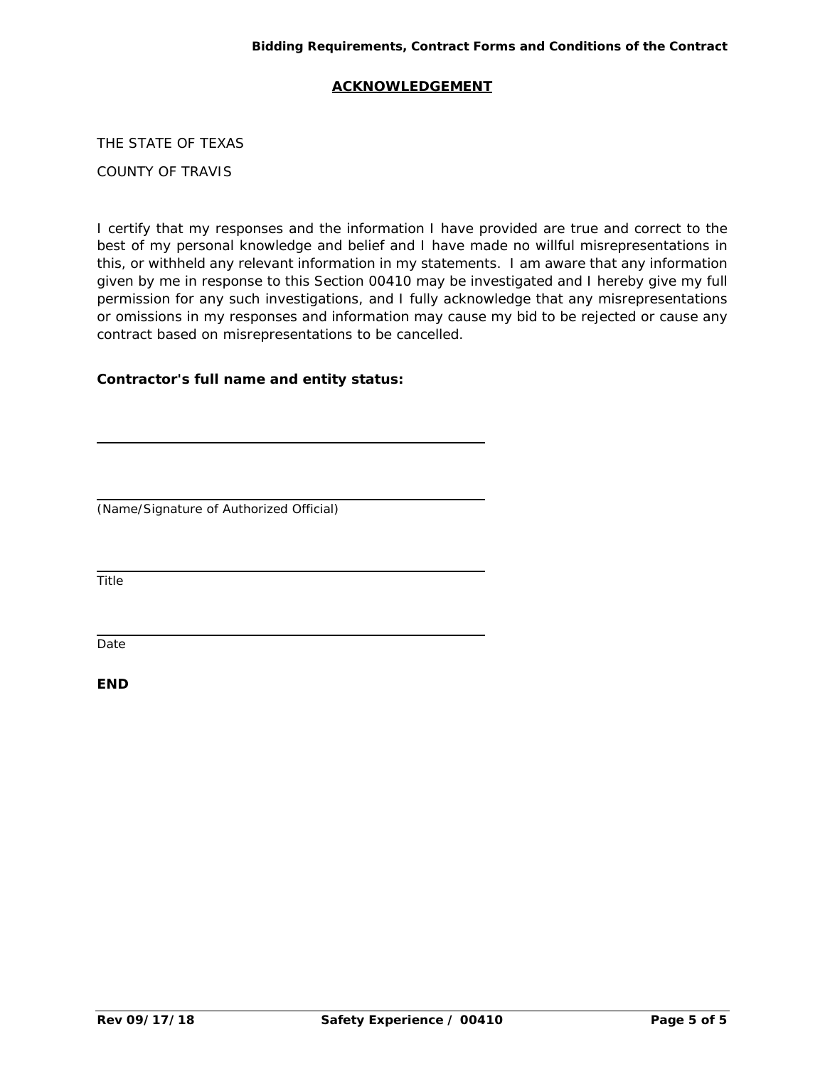## ACKNOWLEDGEMENT

THE STATE OF TEXAS

COUNTY OF TRAVIS

I certify that my responses and the information I have provided are true and correct to the best of my personal knowledge and belief and I have made no willful misrepresentations in this, or withheld any relevant information in my statements. I am aware that any information given by me in response to this Section 00410 may be investigated and I hereby give my full permission for any such investigations, and I fully acknowledge that any misrepresentations or omissions in my responses and information may cause my bid to be rejected or cause any contract based on misrepresentations to be cancelled.

**Contractor's full name and entity status:**

______________________________________________

______________________________________________
(Name/Signature of Authorized Official)

______________________________________________
Title

______________________________________________
Date

**END**